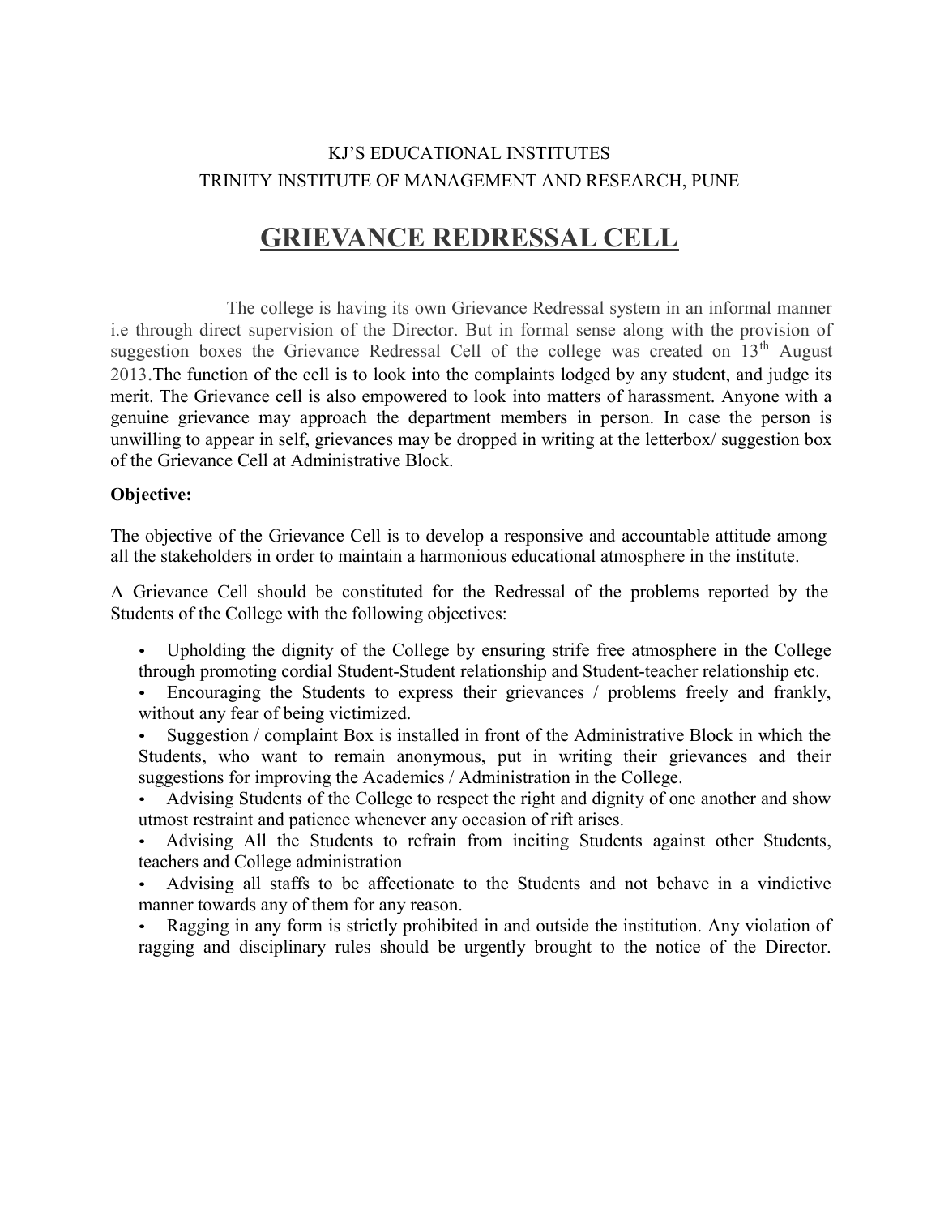KJ'S EDUCATIONAL INSTITUTES

TRINITY INSTITUTE OF MANAGEMENT AND RESEARCH, PUNE

# GRIEVANCE REDRESSAL CELL

The college is having its own Grievance Redressal system in an informal manner i.e through direct supervision of the Director. But in formal sense along with the provision of suggestion boxes the Grievance Redressal Cell of the college was created on 13th August 2013.The function of the cell is to look into the complaints lodged by any student, and judge its merit. The Grievance cell is also empowered to look into matters of harassment. Anyone with a genuine grievance may approach the department members in person. In case the person is unwilling to appear in self, grievances may be dropped in writing at the letterbox/ suggestion box of the Grievance Cell at Administrative Block.

**Objective:**

The objective of the Grievance Cell is to develop a responsive and accountable attitude among all the stakeholders in order to maintain a harmonious educational atmosphere in the institute.

A Grievance Cell should be constituted for the Redressal of the problems reported by the Students of the College with the following objectives:

- Upholding the dignity of the College by ensuring strife free atmosphere in the College through promoting cordial Student-Student relationship and Student-teacher relationship etc.
- Encouraging the Students to express their grievances / problems freely and frankly, without any fear of being victimized.
- Suggestion / complaint Box is installed in front of the Administrative Block in which the Students, who want to remain anonymous, put in writing their grievances and their suggestions for improving the Academics / Administration in the College.
- Advising Students of the College to respect the right and dignity of one another and show utmost restraint and patience whenever any occasion of rift arises.
- Advising All the Students to refrain from inciting Students against other Students, teachers and College administration
- Advising all staffs to be affectionate to the Students and not behave in a vindictive manner towards any of them for any reason.
- Ragging in any form is strictly prohibited in and outside the institution. Any violation of ragging and disciplinary rules should be urgently brought to the notice of the Director.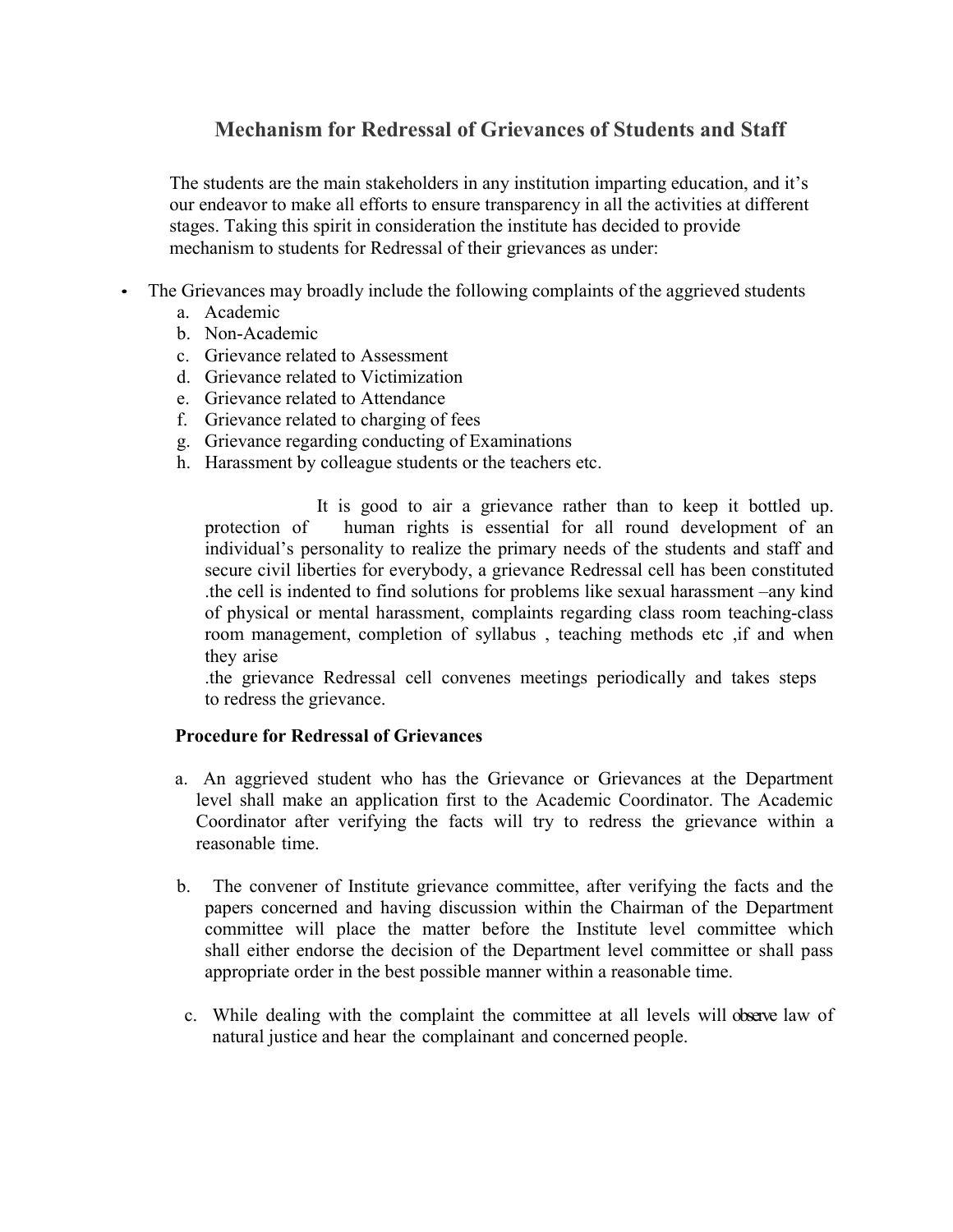# Mechanism for Redressal of Grievances of Students and Staff

The students are the main stakeholders in any institution imparting education, and it's our endeavor to make all efforts to ensure transparency in all the activities at different stages. Taking this spirit in consideration the institute has decided to provide mechanism to students for Redressal of their grievances as under:

- The Grievances may broadly include the following complaints of the aggrieved students
  a. Academic
  b. Non-Academic
  c. Grievance related to Assessment
  d. Grievance related to Victimization
  e. Grievance related to Attendance
  f. Grievance related to charging of fees
  g. Grievance regarding conducting of Examinations
  h. Harassment by colleague students or the teachers etc.

It is good to air a grievance rather than to keep it bottled up. protection of human rights is essential for all round development of an individual's personality to realize the primary needs of the students and staff and secure civil liberties for everybody, a grievance Redressal cell has been constituted .the cell is indented to find solutions for problems like sexual harassment –any kind of physical or mental harassment, complaints regarding class room teaching-class room management, completion of syllabus , teaching methods etc ,if and when they arise

.the grievance Redressal cell convenes meetings periodically and takes steps to redress the grievance.

**Procedure for Redressal of Grievances**

a. An aggrieved student who has the Grievance or Grievances at the Department level shall make an application first to the Academic Coordinator. The Academic Coordinator after verifying the facts will try to redress the grievance within a reasonable time.

b. The convener of Institute grievance committee, after verifying the facts and the papers concerned and having discussion within the Chairman of the Department committee will place the matter before the Institute level committee which shall either endorse the decision of the Department level committee or shall pass appropriate order in the best possible manner within a reasonable time.

c. While dealing with the complaint the committee at all levels will observe law of natural justice and hear the complainant and concerned people.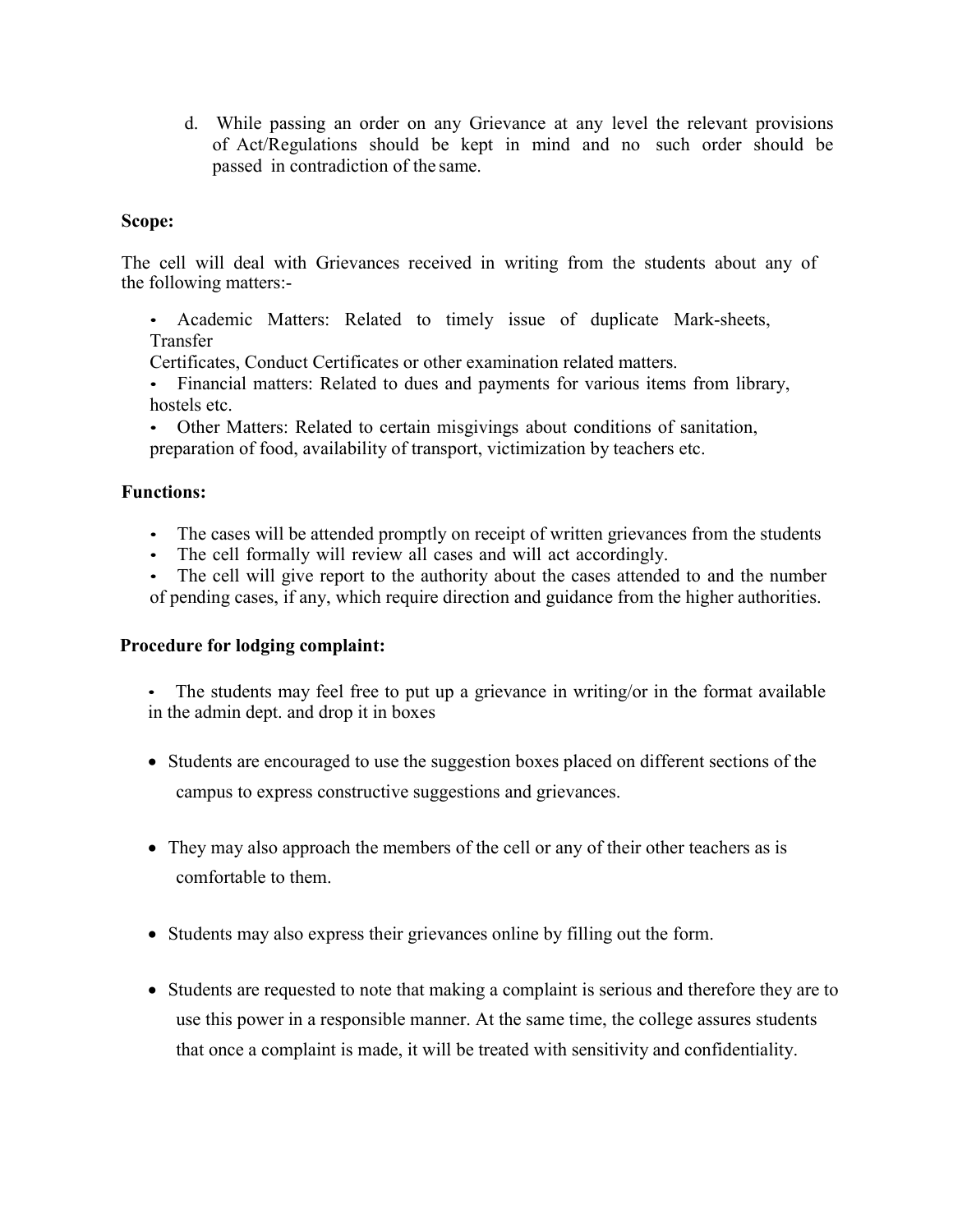d. While passing an order on any Grievance at any level the relevant provisions of Act/Regulations should be kept in mind and no such order should be passed in contradiction of the same.

**Scope:**

The cell will deal with Grievances received in writing from the students about any of the following matters:-

- Academic Matters: Related to timely issue of duplicate Mark-sheets, Transfer Certificates, Conduct Certificates or other examination related matters.
- Financial matters: Related to dues and payments for various items from library, hostels etc.
- Other Matters: Related to certain misgivings about conditions of sanitation, preparation of food, availability of transport, victimization by teachers etc.

**Functions:**

- The cases will be attended promptly on receipt of written grievances from the students
- The cell formally will review all cases and will act accordingly.
- The cell will give report to the authority about the cases attended to and the number of pending cases, if any, which require direction and guidance from the higher authorities.

**Procedure for lodging complaint:**

- The students may feel free to put up a grievance in writing/or in the format available in the admin dept. and drop it in boxes

- Students are encouraged to use the suggestion boxes placed on different sections of the campus to express constructive suggestions and grievances.

- They may also approach the members of the cell or any of their other teachers as is comfortable to them.

- Students may also express their grievances online by filling out the form.

- Students are requested to note that making a complaint is serious and therefore they are to use this power in a responsible manner. At the same time, the college assures students that once a complaint is made, it will be treated with sensitivity and confidentiality.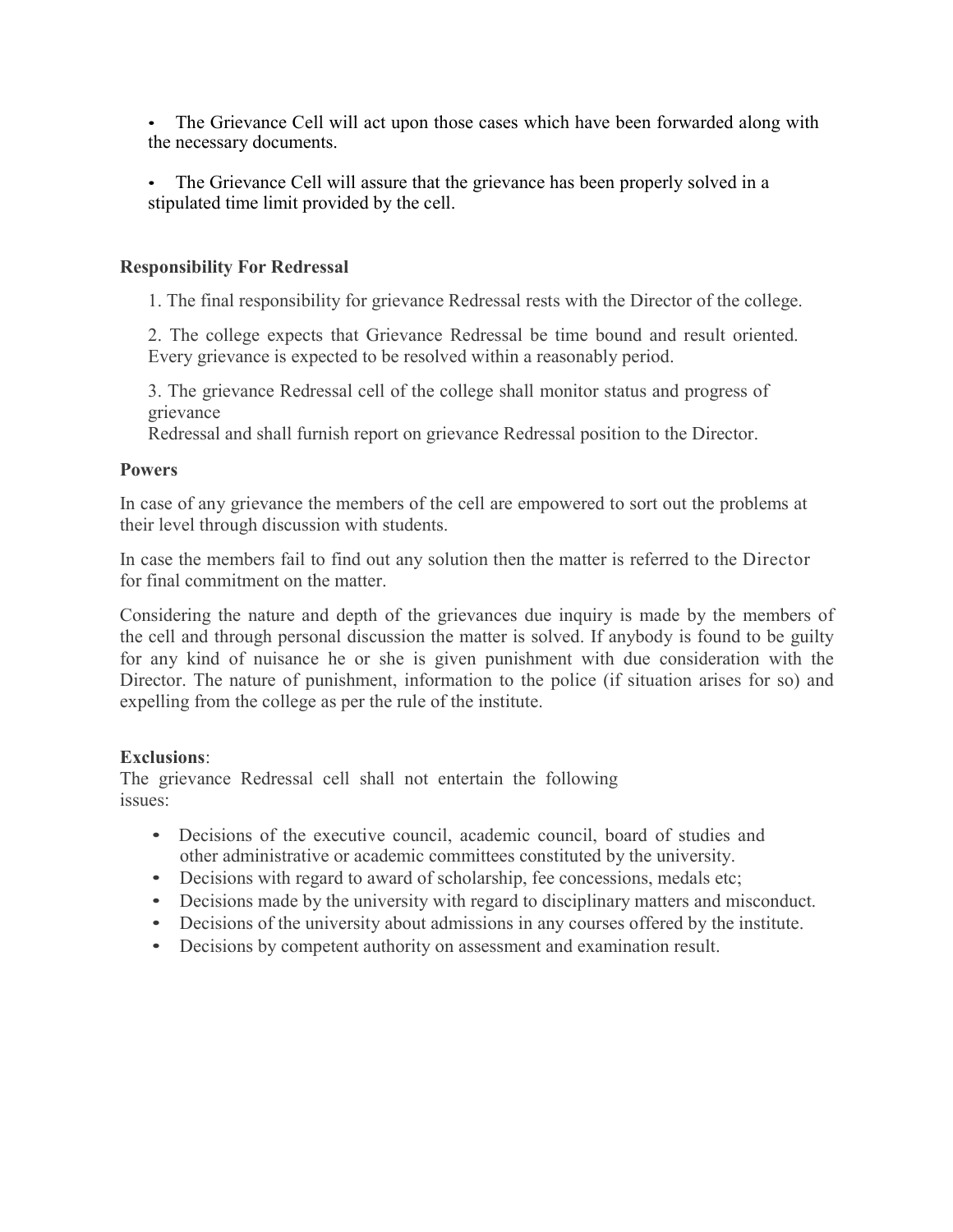- The Grievance Cell will act upon those cases which have been forwarded along with the necessary documents.

- The Grievance Cell will assure that the grievance has been properly solved in a stipulated time limit provided by the cell.

**Responsibility For Redressal**

1. The final responsibility for grievance Redressal rests with the Director of the college.

2. The college expects that Grievance Redressal be time bound and result oriented. Every grievance is expected to be resolved within a reasonably period.

3. The grievance Redressal cell of the college shall monitor status and progress of grievance Redressal and shall furnish report on grievance Redressal position to the Director.

**Powers**

In case of any grievance the members of the cell are empowered to sort out the problems at their level through discussion with students.

In case the members fail to find out any solution then the matter is referred to the Director for final commitment on the matter.

Considering the nature and depth of the grievances due inquiry is made by the members of the cell and through personal discussion the matter is solved. If anybody is found to be guilty for any kind of nuisance he or she is given punishment with due consideration with the Director. The nature of punishment, information to the police (if situation arises for so) and expelling from the college as per the rule of the institute.

**Exclusions**:
The grievance Redressal cell shall not entertain the following issues:

- Decisions of the executive council, academic council, board of studies and other administrative or academic committees constituted by the university.
- Decisions with regard to award of scholarship, fee concessions, medals etc;
- Decisions made by the university with regard to disciplinary matters and misconduct.
- Decisions of the university about admissions in any courses offered by the institute.
- Decisions by competent authority on assessment and examination result.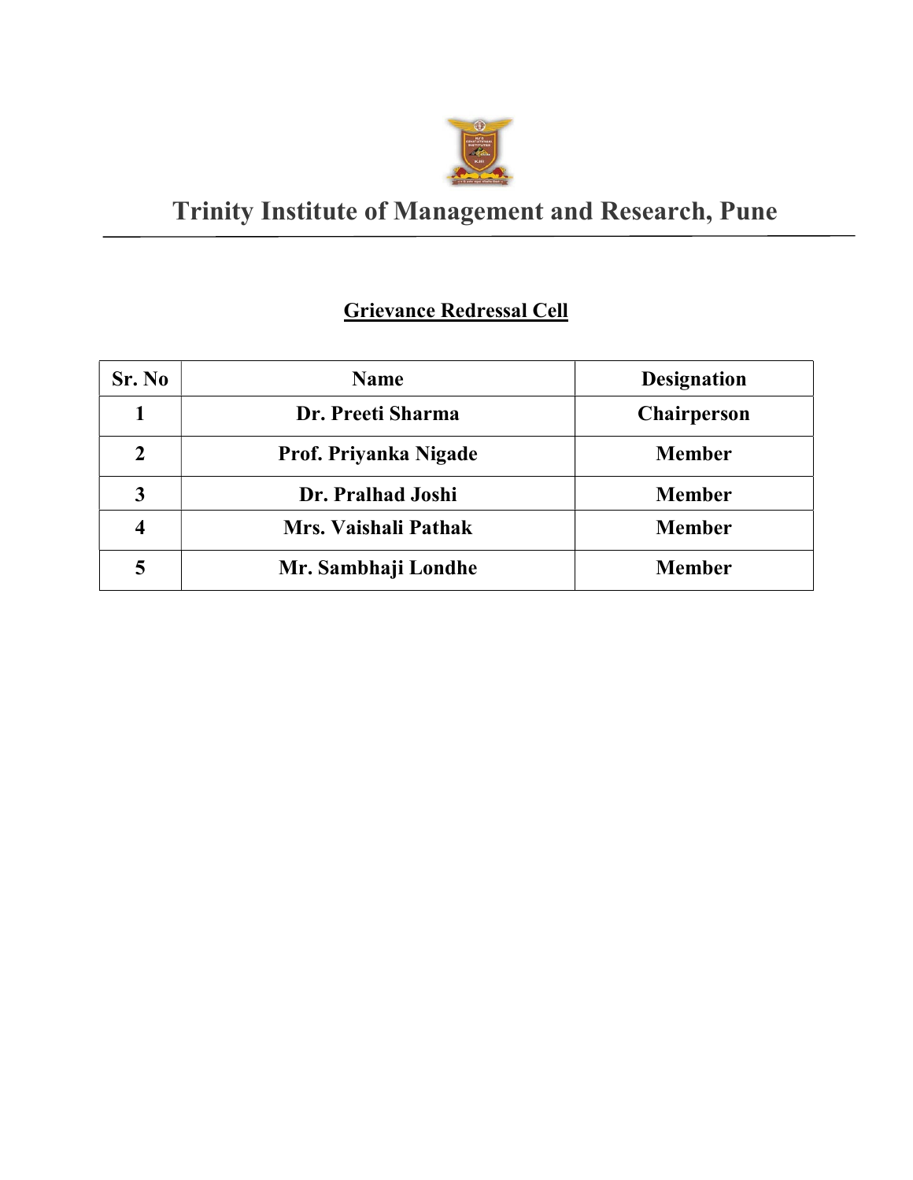# Trinity Institute of Management and Research, Pune

## Grievance Redressal Cell

| Sr. No | Name | Designation |
|---|---|---|
| 1 | Dr. Preeti Sharma | Chairperson |
| 2 | Prof. Priyanka Nigade | Member |
| 3 | Dr. Pralhad Joshi | Member |
| 4 | Mrs. Vaishali Pathak | Member |
| 5 | Mr. Sambhaji Londhe | Member |